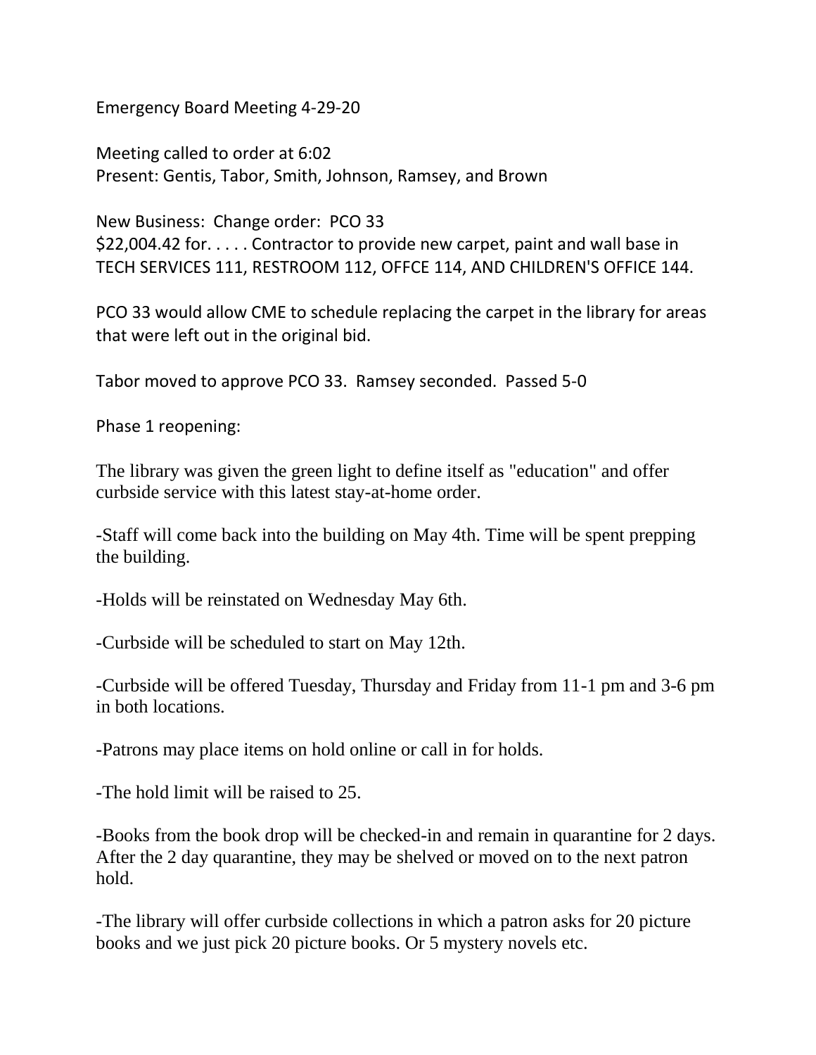Emergency Board Meeting 4-29-20

Meeting called to order at 6:02
Present: Gentis, Tabor, Smith, Johnson, Ramsey, and Brown

New Business: Change order: PCO 33
$22,004.42 for. . . . . Contractor to provide new carpet, paint and wall base in TECH SERVICES 111, RESTROOM 112, OFFCE 114, AND CHILDREN'S OFFICE 144.

PCO 33 would allow CME to schedule replacing the carpet in the library for areas that were left out in the original bid.

Tabor moved to approve PCO 33. Ramsey seconded. Passed 5-0

Phase 1 reopening:

The library was given the green light to define itself as "education" and offer curbside service with this latest stay-at-home order.

-Staff will come back into the building on May 4th. Time will be spent prepping the building.

-Holds will be reinstated on Wednesday May 6th.

-Curbside will be scheduled to start on May 12th.

-Curbside will be offered Tuesday, Thursday and Friday from 11-1 pm and 3-6 pm in both locations.

-Patrons may place items on hold online or call in for holds.

-The hold limit will be raised to 25.

-Books from the book drop will be checked-in and remain in quarantine for 2 days. After the 2 day quarantine, they may be shelved or moved on to the next patron hold.

-The library will offer curbside collections in which a patron asks for 20 picture books and we just pick 20 picture books. Or 5 mystery novels etc.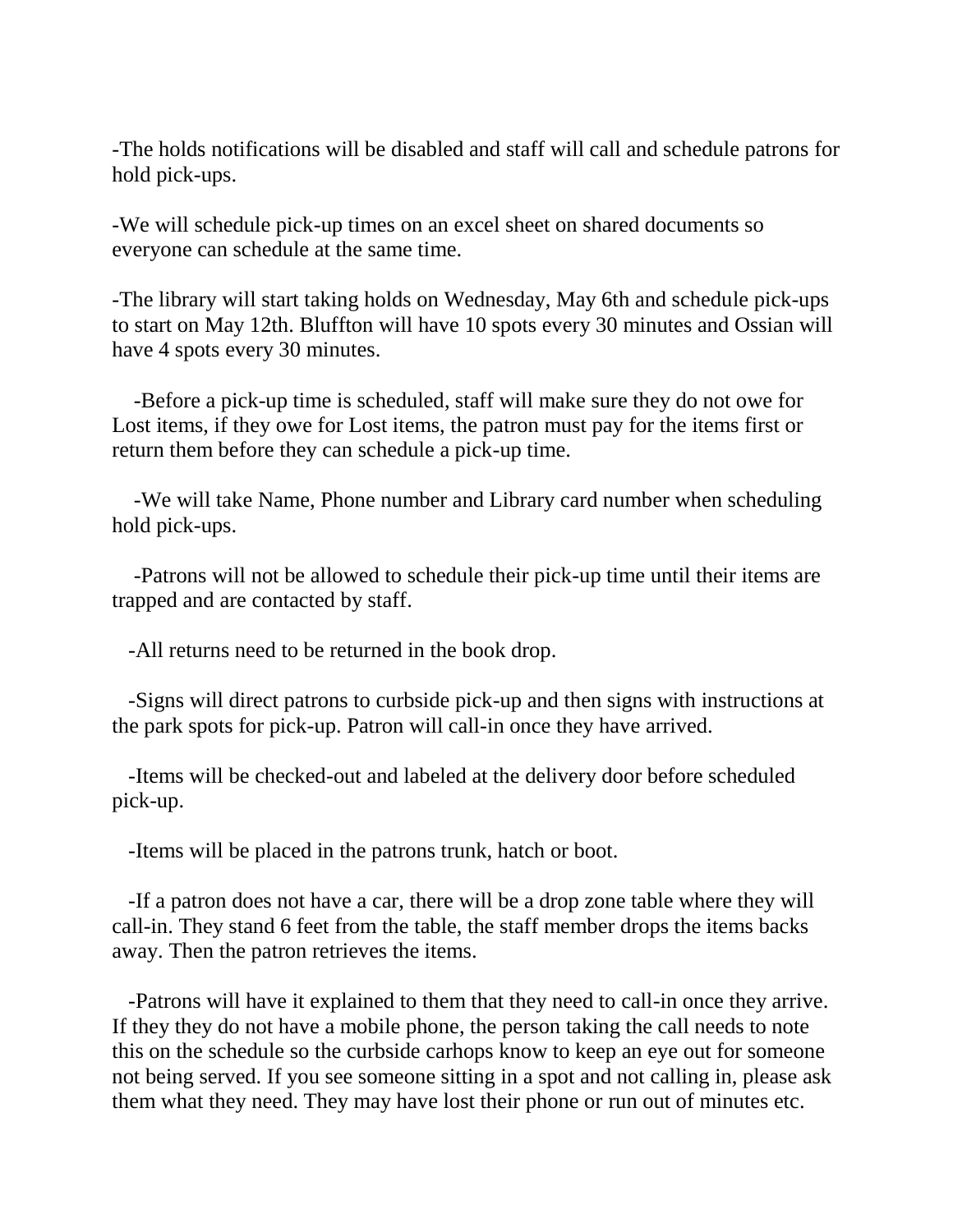-The holds notifications will be disabled and staff will call and schedule patrons for hold pick-ups.

-We will schedule pick-up times on an excel sheet on shared documents so everyone can schedule at the same time.

-The library will start taking holds on Wednesday, May 6th and schedule pick-ups to start on May 12th. Bluffton will have 10 spots every 30 minutes and Ossian will have 4 spots every 30 minutes.

-Before a pick-up time is scheduled, staff will make sure they do not owe for Lost items, if they owe for Lost items, the patron must pay for the items first or return them before they can schedule a pick-up time.

-We will take Name, Phone number and Library card number when scheduling hold pick-ups.

-Patrons will not be allowed to schedule their pick-up time until their items are trapped and are contacted by staff.

-All returns need to be returned in the book drop.

-Signs will direct patrons to curbside pick-up and then signs with instructions at the park spots for pick-up. Patron will call-in once they have arrived.

-Items will be checked-out and labeled at the delivery door before scheduled pick-up.

-Items will be placed in the patrons trunk, hatch or boot.

-If a patron does not have a car, there will be a drop zone table where they will call-in. They stand 6 feet from the table, the staff member drops the items backs away. Then the patron retrieves the items.

-Patrons will have it explained to them that they need to call-in once they arrive. If they they do not have a mobile phone, the person taking the call needs to note this on the schedule so the curbside carhops know to keep an eye out for someone not being served. If you see someone sitting in a spot and not calling in, please ask them what they need. They may have lost their phone or run out of minutes etc.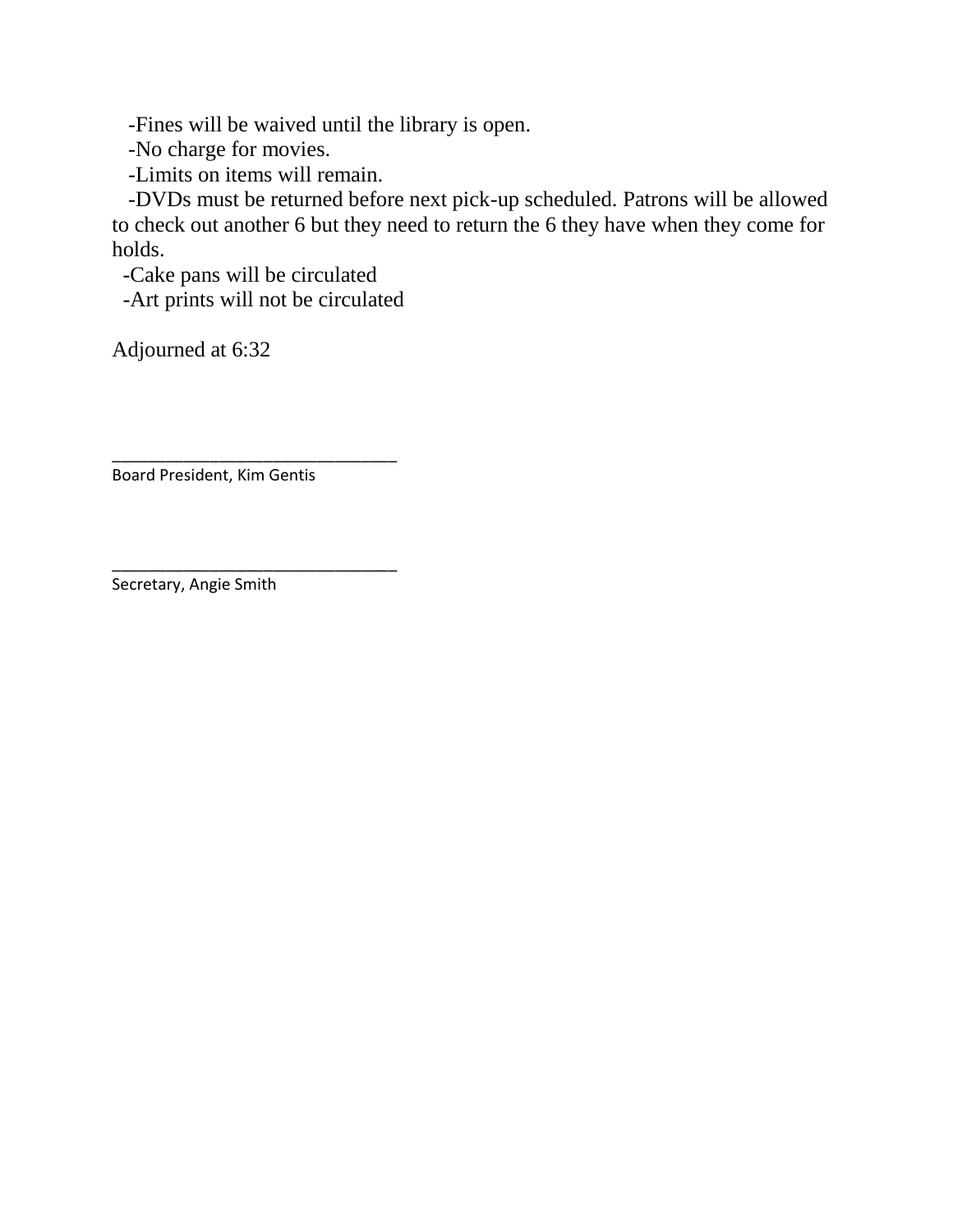-Fines will be waived until the library is open.
-No charge for movies.
-Limits on items will remain.
-DVDs must be returned before next pick-up scheduled. Patrons will be allowed to check out another 6 but they need to return the 6 they have when they come for holds.
-Cake pans will be circulated
-Art prints will not be circulated

Adjourned at 6:32

_______________________________
Board President, Kim Gentis

_______________________________
Secretary, Angie Smith